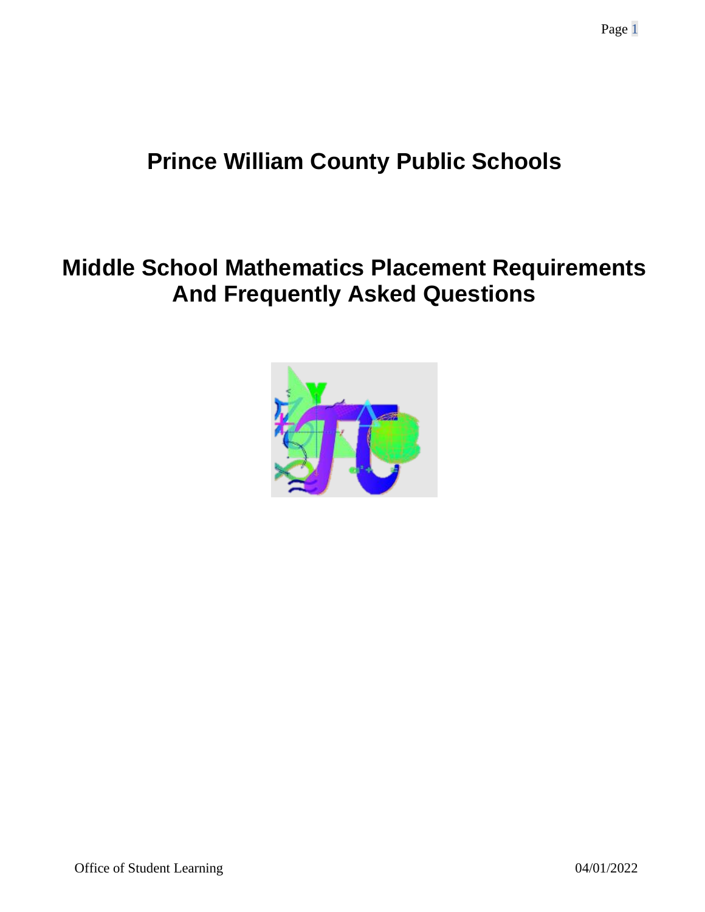# Prince William County Public Schools

# Middle School Mathematics Placement Requirements And Frequently Asked Questions

Office of Student Learning

04/01/2022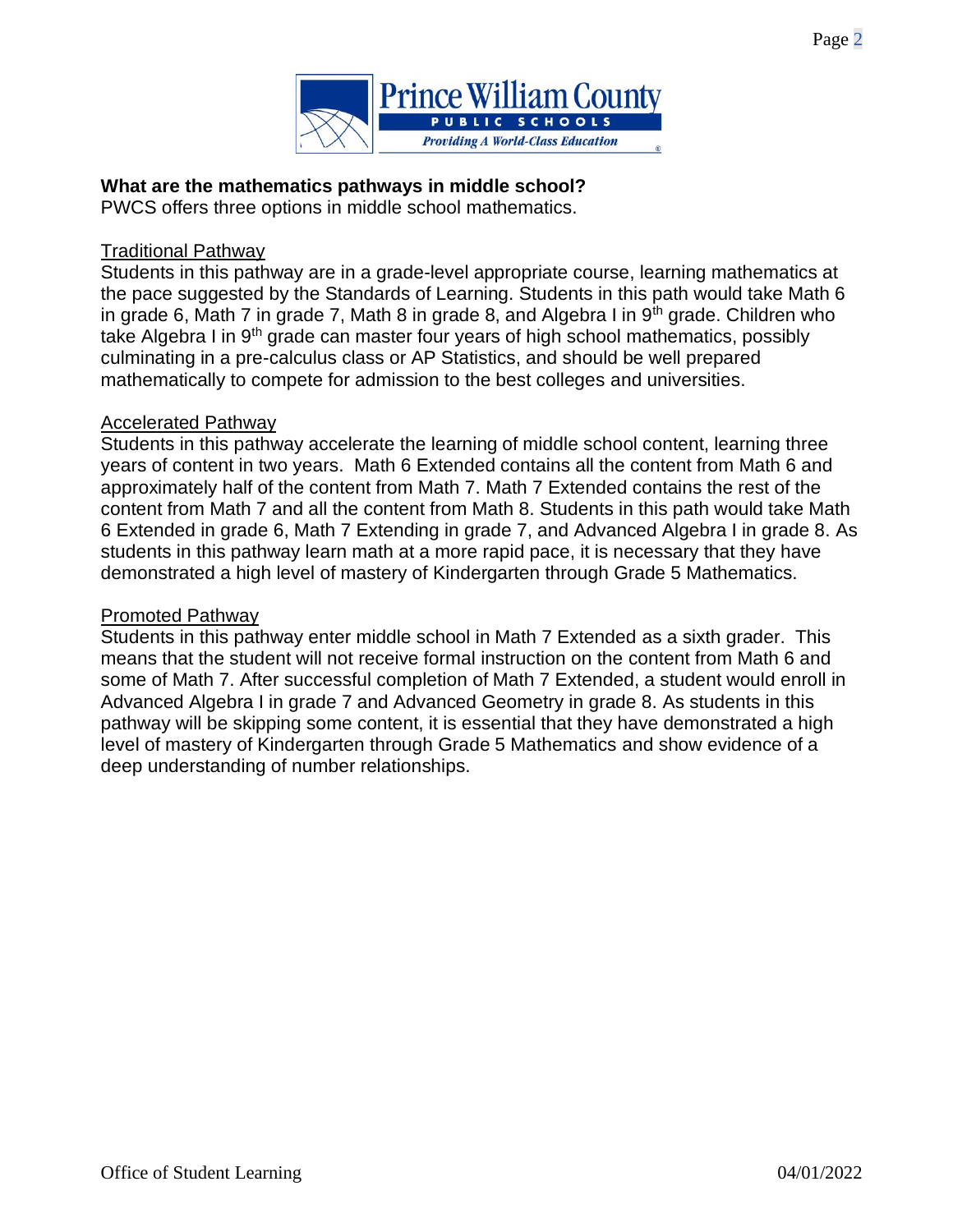**What are the mathematics pathways in middle school?**
PWCS offers three options in middle school mathematics.

<u>Traditional Pathway</u>
Students in this pathway are in a grade-level appropriate course, learning mathematics at the pace suggested by the Standards of Learning. Students in this path would take Math 6 in grade 6, Math 7 in grade 7, Math 8 in grade 8, and Algebra I in 9th grade. Children who take Algebra I in 9th grade can master four years of high school mathematics, possibly culminating in a pre-calculus class or AP Statistics, and should be well prepared mathematically to compete for admission to the best colleges and universities.

<u>Accelerated Pathway</u>
Students in this pathway accelerate the learning of middle school content, learning three years of content in two years. Math 6 Extended contains all the content from Math 6 and approximately half of the content from Math 7. Math 7 Extended contains the rest of the content from Math 7 and all the content from Math 8. Students in this path would take Math 6 Extended in grade 6, Math 7 Extending in grade 7, and Advanced Algebra I in grade 8. As students in this pathway learn math at a more rapid pace, it is necessary that they have demonstrated a high level of mastery of Kindergarten through Grade 5 Mathematics.

<u>Promoted Pathway</u>
Students in this pathway enter middle school in Math 7 Extended as a sixth grader. This means that the student will not receive formal instruction on the content from Math 6 and some of Math 7. After successful completion of Math 7 Extended, a student would enroll in Advanced Algebra I in grade 7 and Advanced Geometry in grade 8. As students in this pathway will be skipping some content, it is essential that they have demonstrated a high level of mastery of Kindergarten through Grade 5 Mathematics and show evidence of a deep understanding of number relationships.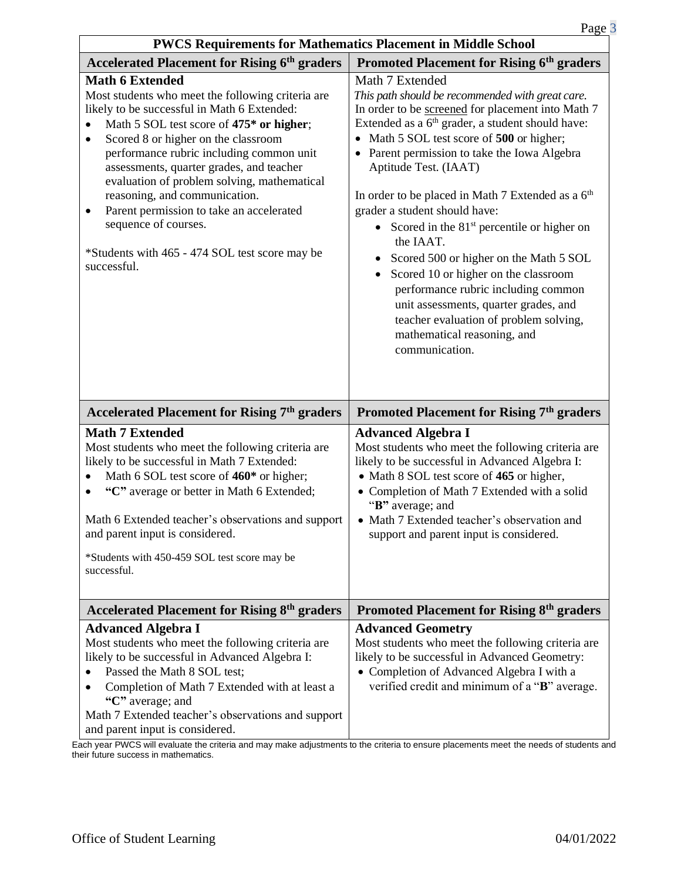| PWCS Requirements for Mathematics Placement in Middle School | |
|---|---|
| **Accelerated Placement for Rising 6th graders** | **Promoted Placement for Rising 6th graders** |
| **Math 6 Extended**<br>Most students who meet the following criteria are likely to be successful in Math 6 Extended:<br>• Math 5 SOL test score of **475* or higher**;<br>• Scored 8 or higher on the classroom performance rubric including common unit assessments, quarter grades, and teacher evaluation of problem solving, mathematical reasoning, and communication.<br>• Parent permission to take an accelerated sequence of courses.<br><br>*Students with 465 - 474 SOL test score may be successful. | Math 7 Extended<br>*This path should be recommended with great care.*<br>In order to be screened for placement into Math 7 Extended as a 6th grader, a student should have:<br>• Math 5 SOL test score of **500** or higher;<br>• Parent permission to take the Iowa Algebra Aptitude Test. (IAAT)<br><br>In order to be placed in Math 7 Extended as a 6th grader a student should have:<br>• Scored in the 81st percentile or higher on the IAAT.<br>• Scored 500 or higher on the Math 5 SOL<br>• Scored 10 or higher on the classroom performance rubric including common unit assessments, quarter grades, and teacher evaluation of problem solving, mathematical reasoning, and communication. |
| **Accelerated Placement for Rising 7th graders** | **Promoted Placement for Rising 7th graders** |
| **Math 7 Extended**<br>Most students who meet the following criteria are likely to be successful in Math 7 Extended:<br>• Math 6 SOL test score of **460*** or higher;<br>• **"C"** average or better in Math 6 Extended;<br><br>Math 6 Extended teacher's observations and support and parent input is considered.<br><br>*Students with 450-459 SOL test score may be successful. | **Advanced Algebra I**<br>Most students who meet the following criteria are likely to be successful in Advanced Algebra I:<br>• Math 8 SOL test score of **465** or higher,<br>• Completion of Math 7 Extended with a solid "**B**" average; and<br>• Math 7 Extended teacher's observation and support and parent input is considered. |
| **Accelerated Placement for Rising 8th graders** | **Promoted Placement for Rising 8th graders** |
| **Advanced Algebra I**<br>Most students who meet the following criteria are likely to be successful in Advanced Algebra I:<br>• Passed the Math 8 SOL test;<br>• Completion of Math 7 Extended with at least a **"C"** average; and<br>Math 7 Extended teacher's observations and support and parent input is considered. | **Advanced Geometry**<br>Most students who meet the following criteria are likely to be successful in Advanced Geometry:<br>• Completion of Advanced Algebra I with a verified credit and minimum of a "**B**" average. |

Each year PWCS will evaluate the criteria and may make adjustments to the criteria to ensure placements meet the needs of students and their future success in mathematics.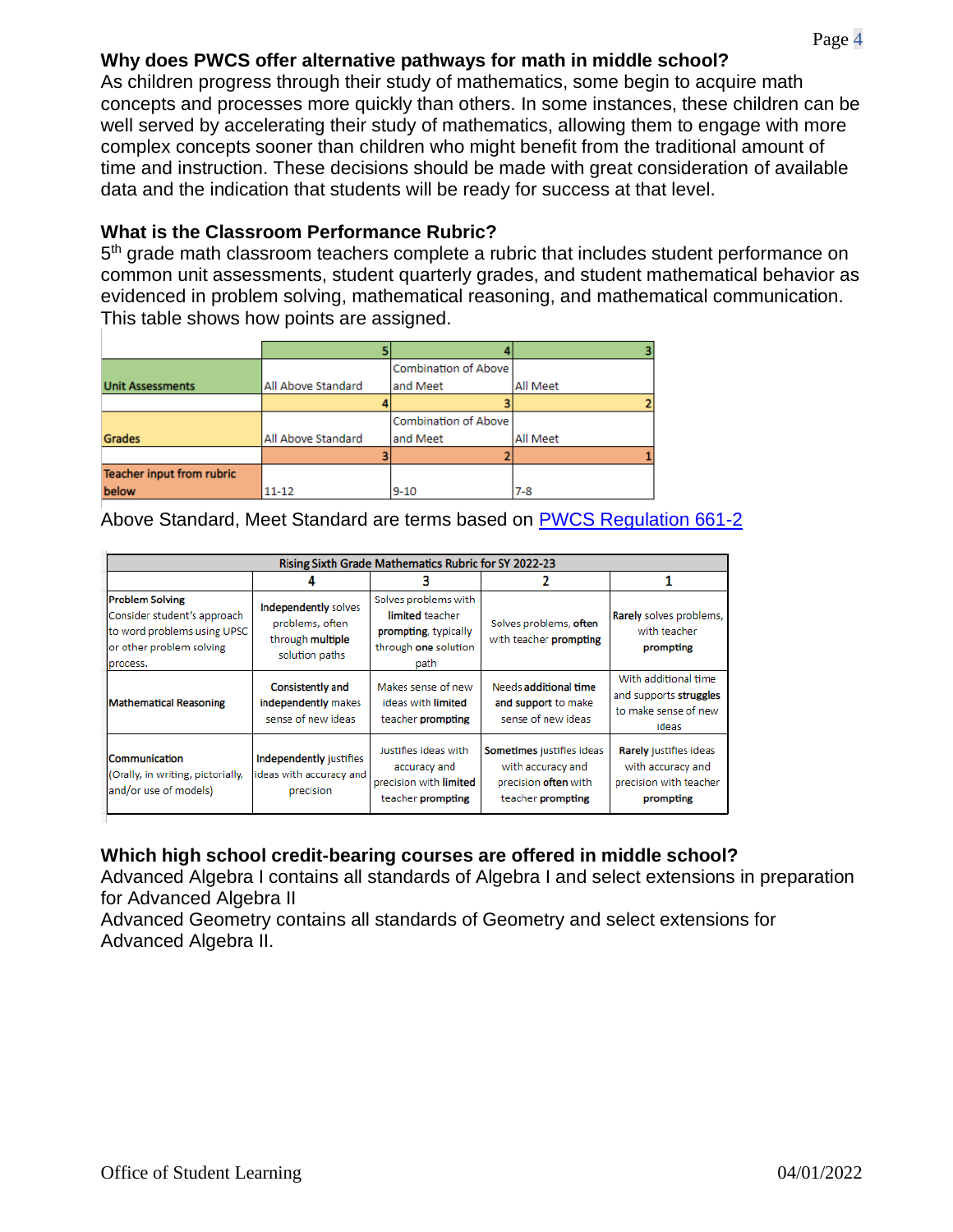## Why does PWCS offer alternative pathways for math in middle school?

As children progress through their study of mathematics, some begin to acquire math concepts and processes more quickly than others. In some instances, these children can be well served by accelerating their study of mathematics, allowing them to engage with more complex concepts sooner than children who might benefit from the traditional amount of time and instruction. These decisions should be made with great consideration of available data and the indication that students will be ready for success at that level.

## What is the Classroom Performance Rubric?

5th grade math classroom teachers complete a rubric that includes student performance on common unit assessments, student quarterly grades, and student mathematical behavior as evidenced in problem solving, mathematical reasoning, and mathematical communication. This table shows how points are assigned.

| | 5 | 4 | 3 |
|---|---|---|---|
| **Unit Assessments** | All Above Standard | Combination of Above and Meet | All Meet |
| | 4 | 3 | 2 |
| **Grades** | All Above Standard | Combination of Above and Meet | All Meet |
| | 3 | 2 | 1 |
| **Teacher input from rubric below** | 11-12 | 9-10 | 7-8 |

Above Standard, Meet Standard are terms based on PWCS Regulation 661-2

| Rising Sixth Grade Mathematics Rubric for SY 2022-23 | | | | |
|---|---|---|---|---|
| | 4 | 3 | 2 | 1 |
| **Problem Solving** Consider student's approach to word problems using UPSC or other problem solving process. | **Independently** solves problems, often through **multiple** solution paths | Solves problems with **limited** teacher **prompting**, typically through **one** solution path | Solves problems, **often** with teacher **prompting** | **Rarely** solves problems, with teacher **prompting** |
| **Mathematical Reasoning** | **Consistently and independently** makes sense of new ideas | Makes sense of new ideas with **limited** teacher **prompting** | Needs **additional** time and **support** to make sense of new ideas | With additional time and supports **struggles** to make sense of new ideas |
| **Communication** (Orally, in writing, pictorially, and/or use of models) | **Independently** justifies ideas with accuracy and precision | Justifies ideas with accuracy and precision with **limited** teacher **prompting** | **Sometimes** justifies ideas with accuracy and precision **often** with teacher **prompting** | **Rarely** justifies ideas with accuracy and precision with teacher **prompting** |

## Which high school credit-bearing courses are offered in middle school?

Advanced Algebra I contains all standards of Algebra I and select extensions in preparation for Advanced Algebra II

Advanced Geometry contains all standards of Geometry and select extensions for Advanced Algebra II.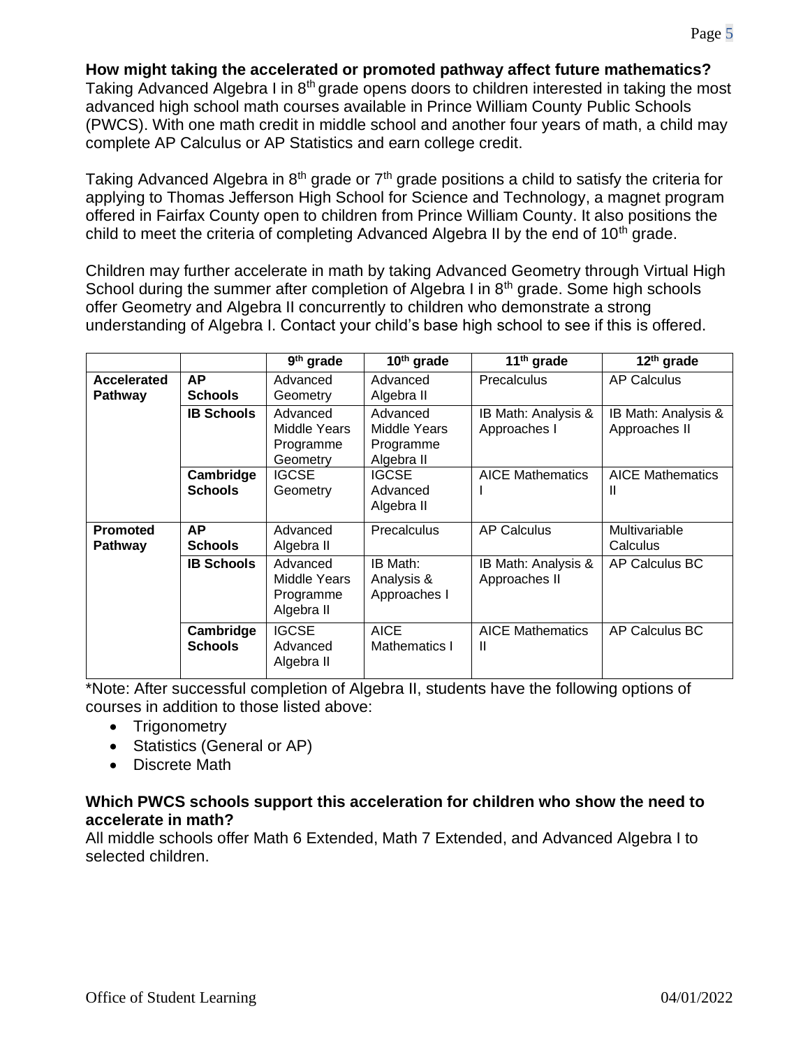**How might taking the accelerated or promoted pathway affect future mathematics?**

Taking Advanced Algebra I in 8th grade opens doors to children interested in taking the most advanced high school math courses available in Prince William County Public Schools (PWCS). With one math credit in middle school and another four years of math, a child may complete AP Calculus or AP Statistics and earn college credit.

Taking Advanced Algebra in 8th grade or 7th grade positions a child to satisfy the criteria for applying to Thomas Jefferson High School for Science and Technology, a magnet program offered in Fairfax County open to children from Prince William County. It also positions the child to meet the criteria of completing Advanced Algebra II by the end of 10th grade.

Children may further accelerate in math by taking Advanced Geometry through Virtual High School during the summer after completion of Algebra I in 8th grade. Some high schools offer Geometry and Algebra II concurrently to children who demonstrate a strong understanding of Algebra I. Contact your child's base high school to see if this is offered.

| | | 9th grade | 10th grade | 11th grade | 12th grade |
|---|---|---|---|---|---|
| **Accelerated Pathway** | **AP Schools** | Advanced Geometry | Advanced Algebra II | Precalculus | AP Calculus |
| | **IB Schools** | Advanced Middle Years Programme Geometry | Advanced Middle Years Programme Algebra II | IB Math: Analysis & Approaches I | IB Math: Analysis & Approaches II |
| | **Cambridge Schools** | IGCSE Geometry | IGCSE Advanced Algebra II | AICE Mathematics I | AICE Mathematics II |
| **Promoted Pathway** | **AP Schools** | Advanced Algebra II | Precalculus | AP Calculus | Multivariable Calculus |
| | **IB Schools** | Advanced Middle Years Programme Algebra II | IB Math: Analysis & Approaches I | IB Math: Analysis & Approaches II | AP Calculus BC |
| | **Cambridge Schools** | IGCSE Advanced Algebra II | AICE Mathematics I | AICE Mathematics II | AP Calculus BC |

*Note: After successful completion of Algebra II, students have the following options of courses in addition to those listed above:

- Trigonometry
- Statistics (General or AP)
- Discrete Math

**Which PWCS schools support this acceleration for children who show the need to accelerate in math?**

All middle schools offer Math 6 Extended, Math 7 Extended, and Advanced Algebra I to selected children.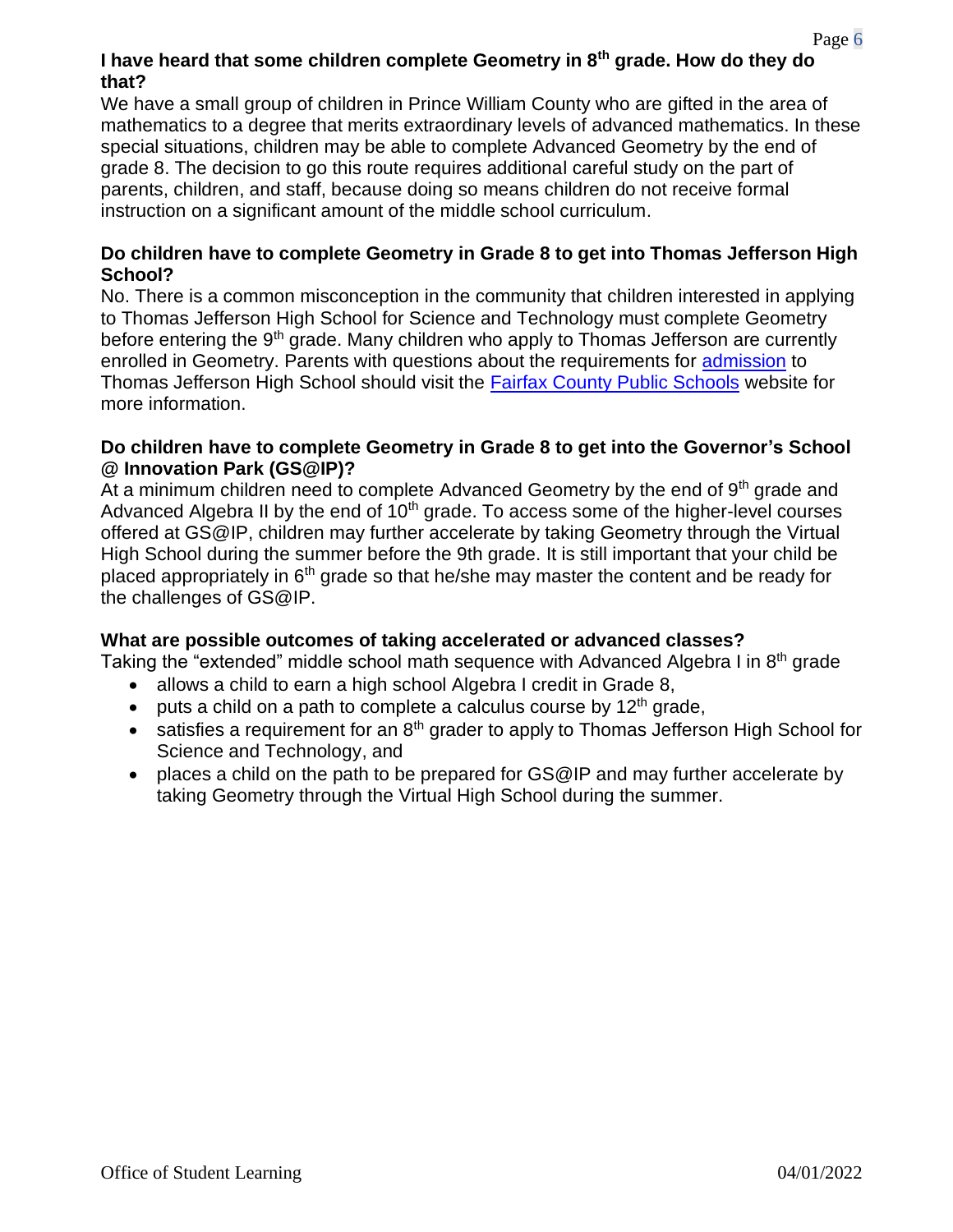### I have heard that some children complete Geometry in 8th grade. How do they do that?

We have a small group of children in Prince William County who are gifted in the area of mathematics to a degree that merits extraordinary levels of advanced mathematics. In these special situations, children may be able to complete Advanced Geometry by the end of grade 8. The decision to go this route requires additional careful study on the part of parents, children, and staff, because doing so means children do not receive formal instruction on a significant amount of the middle school curriculum.

### Do children have to complete Geometry in Grade 8 to get into Thomas Jefferson High School?

No. There is a common misconception in the community that children interested in applying to Thomas Jefferson High School for Science and Technology must complete Geometry before entering the 9th grade. Many children who apply to Thomas Jefferson are currently enrolled in Geometry. Parents with questions about the requirements for admission to Thomas Jefferson High School should visit the Fairfax County Public Schools website for more information.

### Do children have to complete Geometry in Grade 8 to get into the Governor's School @ Innovation Park (GS@IP)?

At a minimum children need to complete Advanced Geometry by the end of 9th grade and Advanced Algebra II by the end of 10th grade. To access some of the higher-level courses offered at GS@IP, children may further accelerate by taking Geometry through the Virtual High School during the summer before the 9th grade. It is still important that your child be placed appropriately in 6th grade so that he/she may master the content and be ready for the challenges of GS@IP.

### What are possible outcomes of taking accelerated or advanced classes?

Taking the "extended" middle school math sequence with Advanced Algebra I in 8th grade

- allows a child to earn a high school Algebra I credit in Grade 8,
- puts a child on a path to complete a calculus course by 12th grade,
- satisfies a requirement for an 8th grader to apply to Thomas Jefferson High School for Science and Technology, and
- places a child on the path to be prepared for GS@IP and may further accelerate by taking Geometry through the Virtual High School during the summer.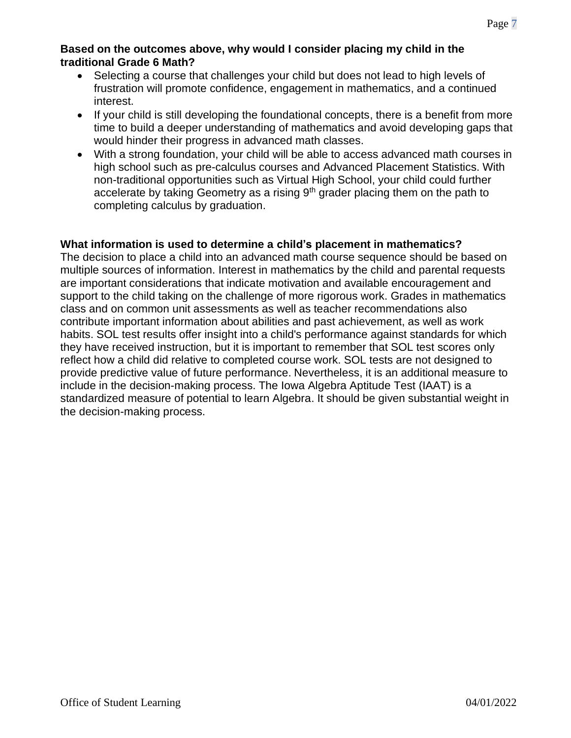**Based on the outcomes above, why would I consider placing my child in the traditional Grade 6 Math?**

- Selecting a course that challenges your child but does not lead to high levels of frustration will promote confidence, engagement in mathematics, and a continued interest.
- If your child is still developing the foundational concepts, there is a benefit from more time to build a deeper understanding of mathematics and avoid developing gaps that would hinder their progress in advanced math classes.
- With a strong foundation, your child will be able to access advanced math courses in high school such as pre-calculus courses and Advanced Placement Statistics. With non-traditional opportunities such as Virtual High School, your child could further accelerate by taking Geometry as a rising 9th grader placing them on the path to completing calculus by graduation.

**What information is used to determine a child's placement in mathematics?**

The decision to place a child into an advanced math course sequence should be based on multiple sources of information. Interest in mathematics by the child and parental requests are important considerations that indicate motivation and available encouragement and support to the child taking on the challenge of more rigorous work. Grades in mathematics class and on common unit assessments as well as teacher recommendations also contribute important information about abilities and past achievement, as well as work habits. SOL test results offer insight into a child's performance against standards for which they have received instruction, but it is important to remember that SOL test scores only reflect how a child did relative to completed course work. SOL tests are not designed to provide predictive value of future performance. Nevertheless, it is an additional measure to include in the decision-making process. The Iowa Algebra Aptitude Test (IAAT) is a standardized measure of potential to learn Algebra. It should be given substantial weight in the decision-making process.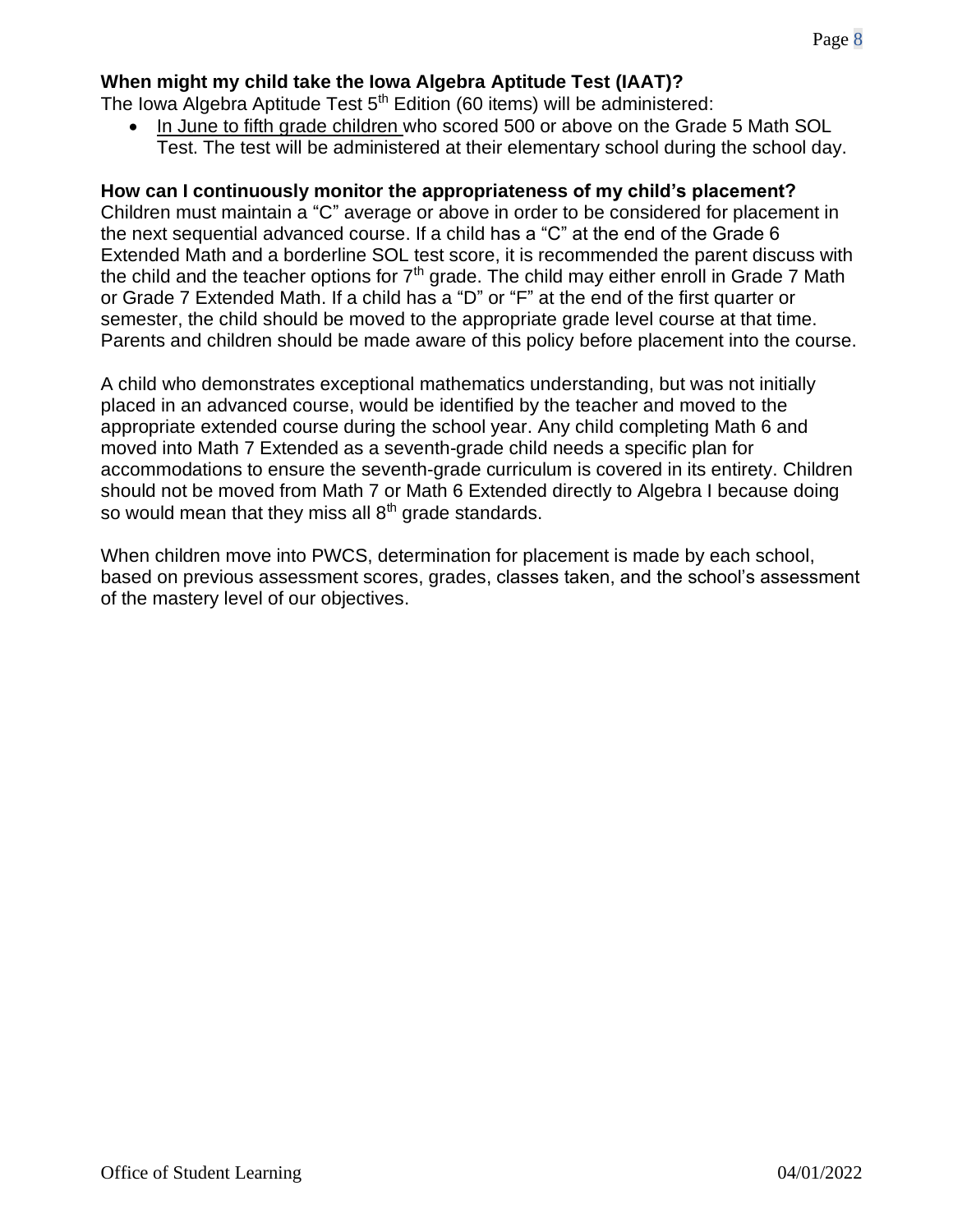**When might my child take the Iowa Algebra Aptitude Test (IAAT)?**

The Iowa Algebra Aptitude Test 5th Edition (60 items) will be administered:

- In June to fifth grade children who scored 500 or above on the Grade 5 Math SOL Test. The test will be administered at their elementary school during the school day.

**How can I continuously monitor the appropriateness of my child's placement?**

Children must maintain a "C" average or above in order to be considered for placement in the next sequential advanced course. If a child has a "C" at the end of the Grade 6 Extended Math and a borderline SOL test score, it is recommended the parent discuss with the child and the teacher options for 7th grade. The child may either enroll in Grade 7 Math or Grade 7 Extended Math. If a child has a "D" or "F" at the end of the first quarter or semester, the child should be moved to the appropriate grade level course at that time. Parents and children should be made aware of this policy before placement into the course.

A child who demonstrates exceptional mathematics understanding, but was not initially placed in an advanced course, would be identified by the teacher and moved to the appropriate extended course during the school year. Any child completing Math 6 and moved into Math 7 Extended as a seventh-grade child needs a specific plan for accommodations to ensure the seventh-grade curriculum is covered in its entirety. Children should not be moved from Math 7 or Math 6 Extended directly to Algebra I because doing so would mean that they miss all 8th grade standards.

When children move into PWCS, determination for placement is made by each school, based on previous assessment scores, grades, classes taken, and the school's assessment of the mastery level of our objectives.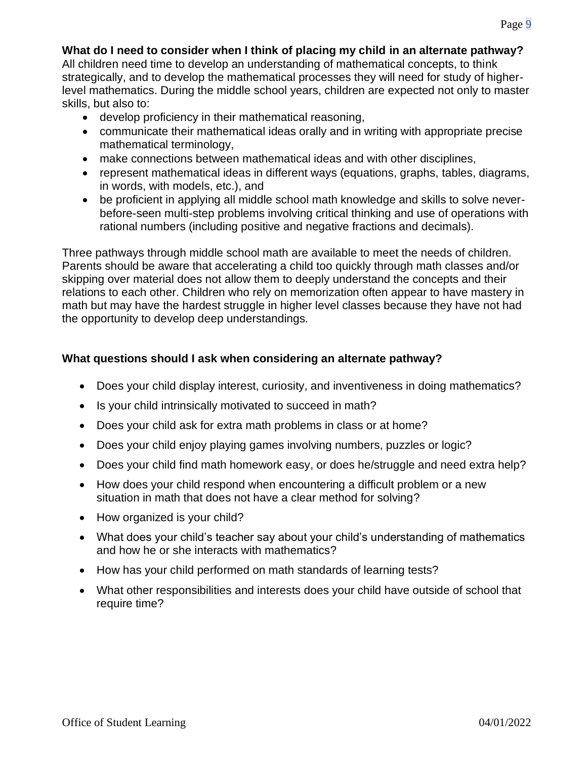**What do I need to consider when I think of placing my child in an alternate pathway?**
All children need time to develop an understanding of mathematical concepts, to think strategically, and to develop the mathematical processes they will need for study of higher-level mathematics. During the middle school years, children are expected not only to master skills, but also to:

- develop proficiency in their mathematical reasoning,
- communicate their mathematical ideas orally and in writing with appropriate precise mathematical terminology,
- make connections between mathematical ideas and with other disciplines,
- represent mathematical ideas in different ways (equations, graphs, tables, diagrams, in words, with models, etc.), and
- be proficient in applying all middle school math knowledge and skills to solve never-before-seen multi-step problems involving critical thinking and use of operations with rational numbers (including positive and negative fractions and decimals).

Three pathways through middle school math are available to meet the needs of children. Parents should be aware that accelerating a child too quickly through math classes and/or skipping over material does not allow them to deeply understand the concepts and their relations to each other. Children who rely on memorization often appear to have mastery in math but may have the hardest struggle in higher level classes because they have not had the opportunity to develop deep understandings.

**What questions should I ask when considering an alternate pathway?**

- Does your child display interest, curiosity, and inventiveness in doing mathematics?
- Is your child intrinsically motivated to succeed in math?
- Does your child ask for extra math problems in class or at home?
- Does your child enjoy playing games involving numbers, puzzles or logic?
- Does your child find math homework easy, or does he/struggle and need extra help?
- How does your child respond when encountering a difficult problem or a new situation in math that does not have a clear method for solving?
- How organized is your child?
- What does your child's teacher say about your child's understanding of mathematics and how he or she interacts with mathematics?
- How has your child performed on math standards of learning tests?
- What other responsibilities and interests does your child have outside of school that require time?